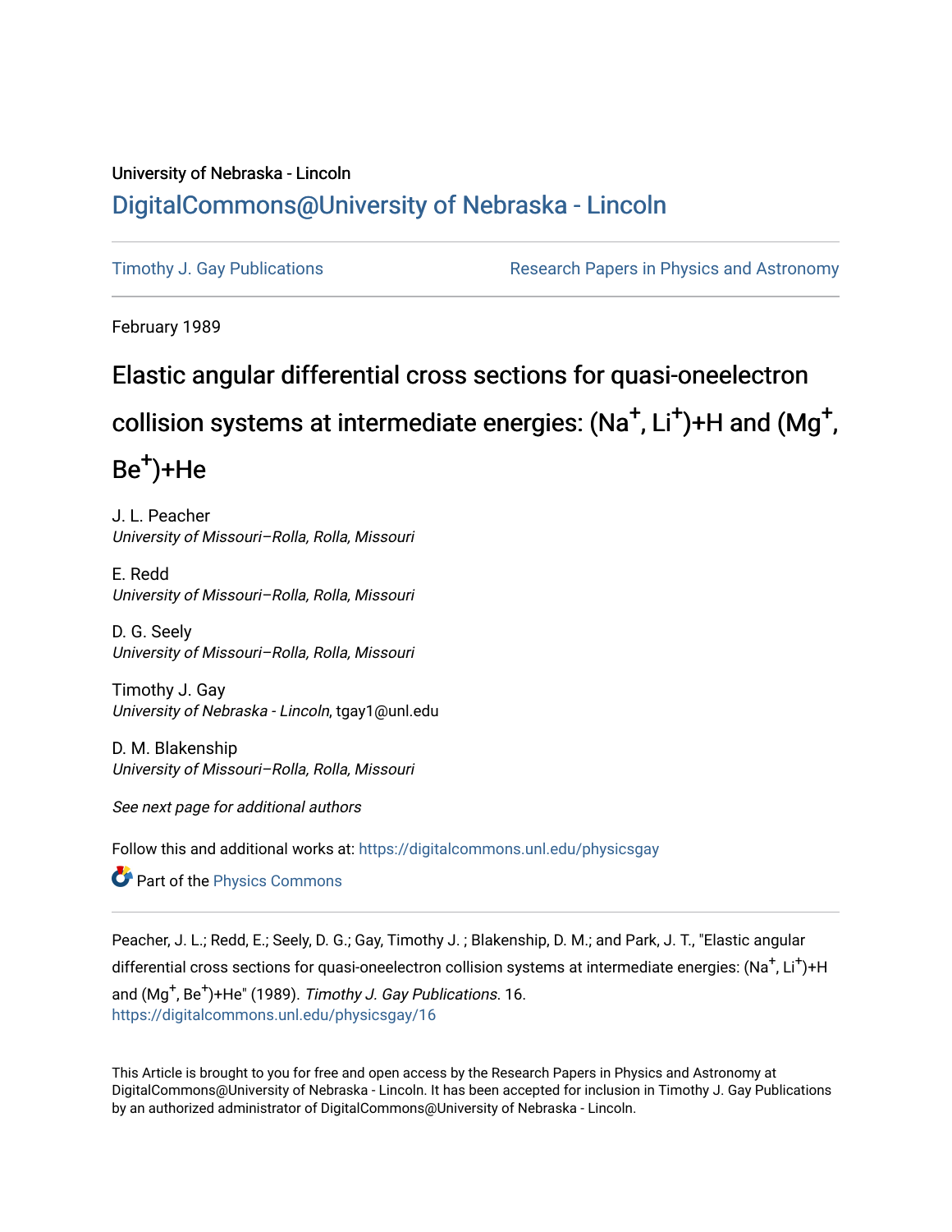University of Nebraska - Lincoln

DigitalCommons@University of Nebraska - Lincoln

Timothy J. Gay Publications | Research Papers in Physics and Astronomy

February 1989

# Elastic angular differential cross sections for quasi-oneelectron collision systems at intermediate energies: ($Na^+$, $Li^+$)+H and ($Mg^+$, $Be^+$)+He

J. L. Peacher
*University of Missouri–Rolla, Rolla, Missouri*

E. Redd
*University of Missouri–Rolla, Rolla, Missouri*

D. G. Seely
*University of Missouri–Rolla, Rolla, Missouri*

Timothy J. Gay
*University of Nebraska - Lincoln*, tgay1@unl.edu

D. M. Blakenship
*University of Missouri–Rolla, Rolla, Missouri*

*See next page for additional authors*

Follow this and additional works at: https://digitalcommons.unl.edu/physicsgay

Part of the Physics Commons

Peacher, J. L.; Redd, E.; Seely, D. G.; Gay, Timothy J. ; Blakenship, D. M.; and Park, J. T., "Elastic angular differential cross sections for quasi-oneelectron collision systems at intermediate energies: ($Na^+$, $Li^+$)+H and ($Mg^+$, $Be^+$)+He" (1989). *Timothy J. Gay Publications*. 16.
https://digitalcommons.unl.edu/physicsgay/16

This Article is brought to you for free and open access by the Research Papers in Physics and Astronomy at DigitalCommons@University of Nebraska - Lincoln. It has been accepted for inclusion in Timothy J. Gay Publications by an authorized administrator of DigitalCommons@University of Nebraska - Lincoln.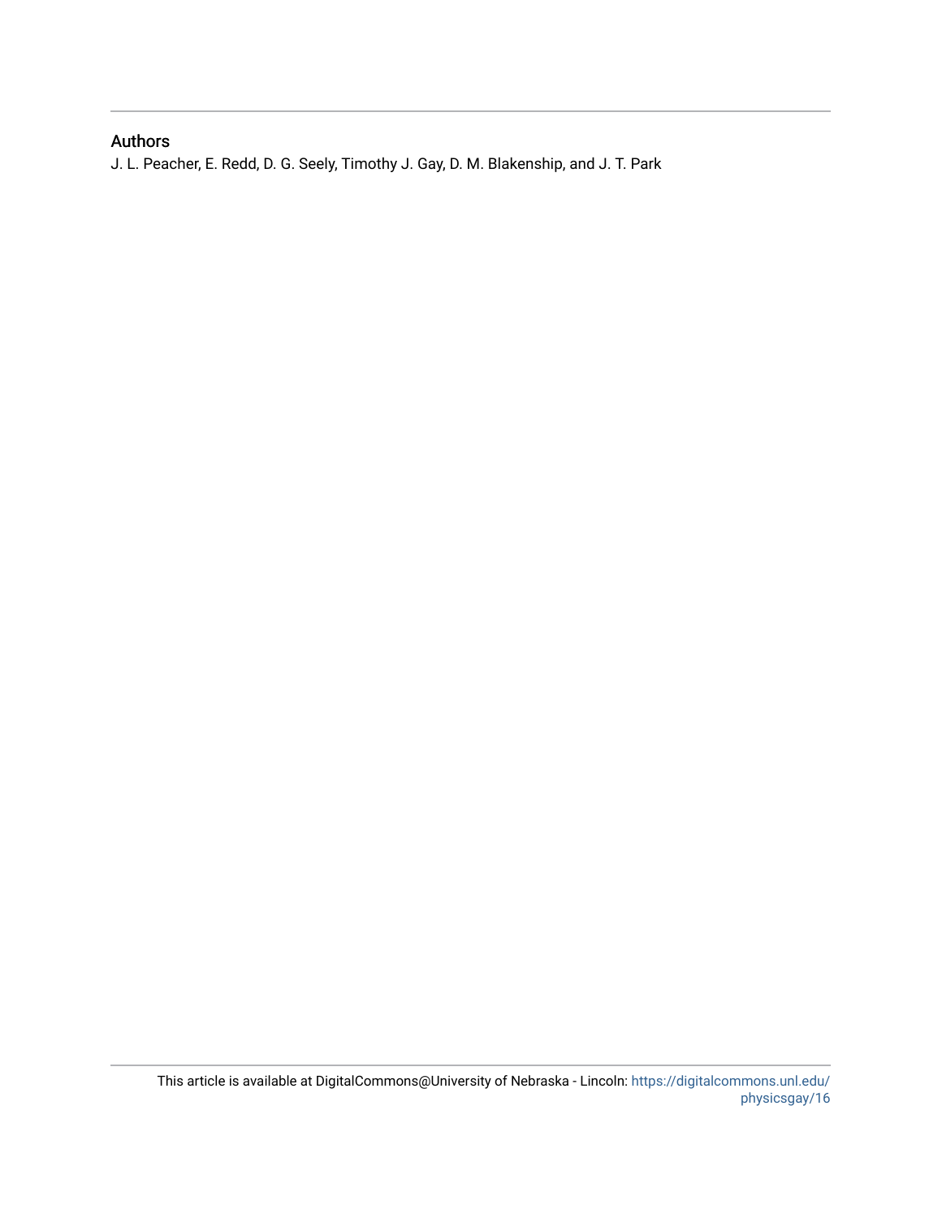## Authors

J. L. Peacher, E. Redd, D. G. Seely, Timothy J. Gay, D. M. Blakenship, and J. T. Park

This article is available at DigitalCommons@University of Nebraska - Lincoln: https://digitalcommons.unl.edu/physicsgay/16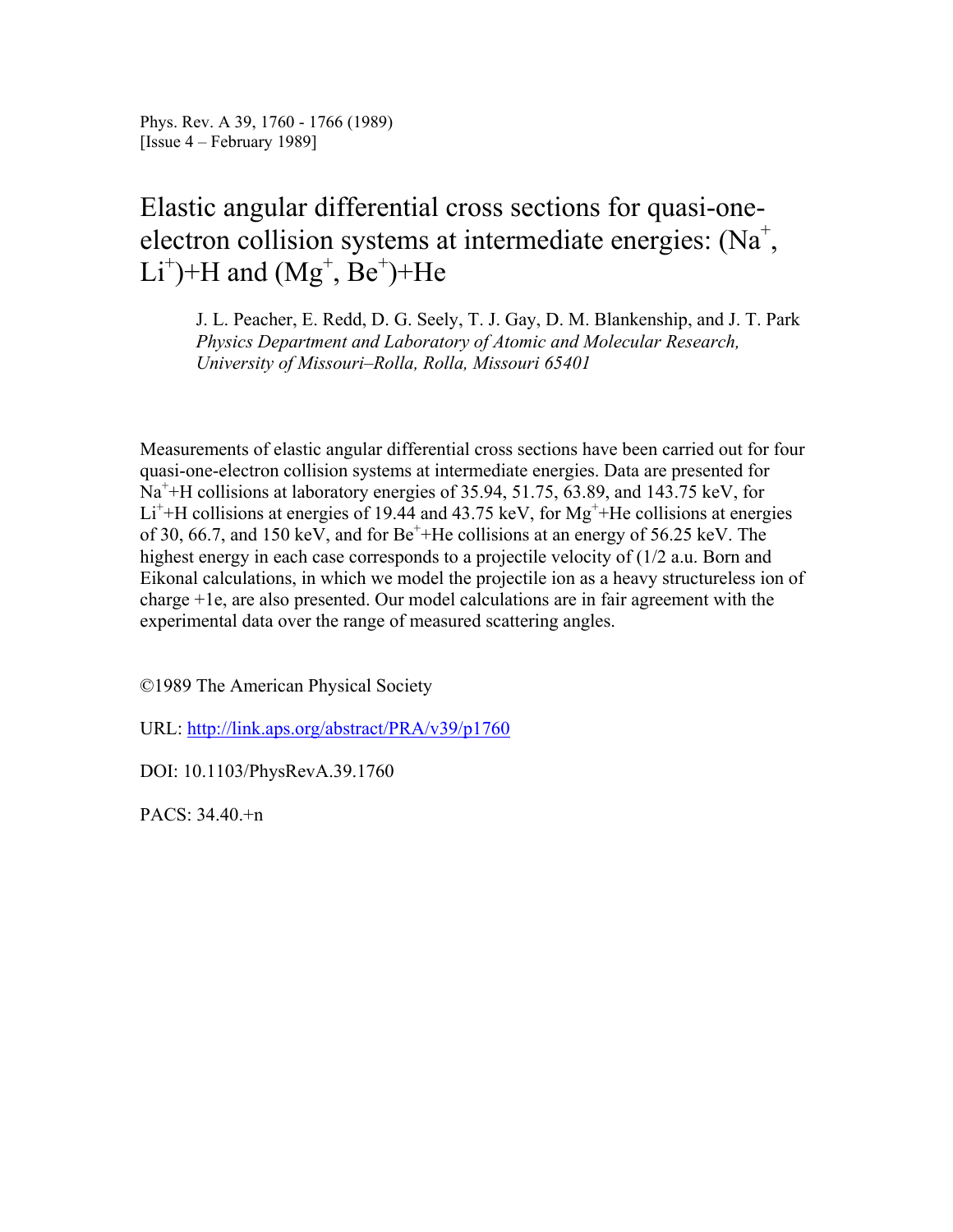Phys. Rev. A 39, 1760 - 1766 (1989)
[Issue 4 – February 1989]

# Elastic angular differential cross sections for quasi-one-electron collision systems at intermediate energies: ($Na^+$, $Li^+$)+H and ($Mg^+$, $Be^+$)+He

J. L. Peacher, E. Redd, D. G. Seely, T. J. Gay, D. M. Blankenship, and J. T. Park
*Physics Department and Laboratory of Atomic and Molecular Research, University of Missouri–Rolla, Rolla, Missouri 65401*

Measurements of elastic angular differential cross sections have been carried out for four quasi-one-electron collision systems at intermediate energies. Data are presented for $Na^+$+H collisions at laboratory energies of 35.94, 51.75, 63.89, and 143.75 keV, for $Li^+$+H collisions at energies of 19.44 and 43.75 keV, for $Mg^+$+He collisions at energies of 30, 66.7, and 150 keV, and for $Be^+$+He collisions at an energy of 56.25 keV. The highest energy in each case corresponds to a projectile velocity of (1/2 a.u. Born and Eikonal calculations, in which we model the projectile ion as a heavy structureless ion of charge +1e, are also presented. Our model calculations are in fair agreement with the experimental data over the range of measured scattering angles.

©1989 The American Physical Society

URL: http://link.aps.org/abstract/PRA/v39/p1760

DOI: 10.1103/PhysRevA.39.1760

PACS: 34.40.+n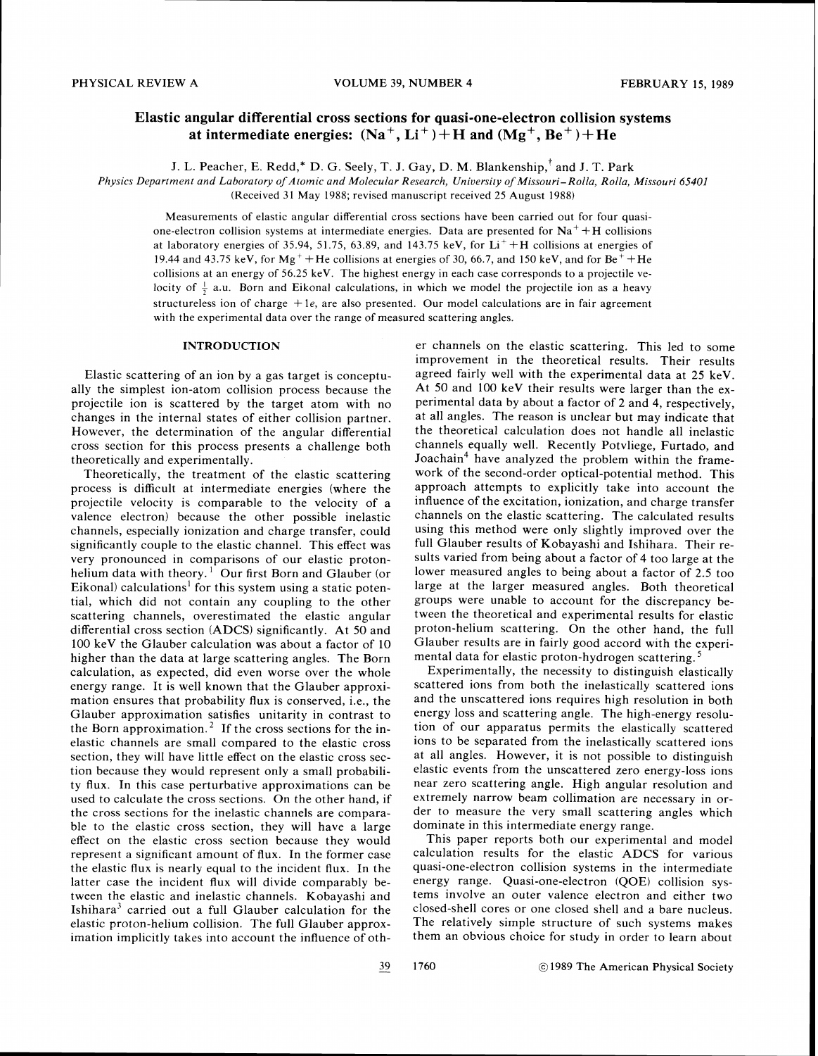# Elastic angular differential cross sections for quasi-one-electron collision systems at intermediate energies: $(Na^+, Li^+)+H$ and $(Mg^+, Be^+)+He$

J. L. Peacher, E. Redd,* D. G. Seely, T. J. Gay, D. M. Blankenship,† and J. T. Park

*Physics Department and Laboratory of Atomic and Molecular Research, University of Missouri–Rolla, Rolla, Missouri 65401*

(Received 31 May 1988; revised manuscript received 25 August 1988)

Measurements of elastic angular differential cross sections have been carried out for four quasi-one-electron collision systems at intermediate energies. Data are presented for $Na^+ + H$ collisions at laboratory energies of 35.94, 51.75, 63.89, and 143.75 keV, for $Li^+ + H$ collisions at energies of 19.44 and 43.75 keV, for $Mg^+ + He$ collisions at energies of 30, 66.7, and 150 keV, and for $Be^+ + He$ collisions at an energy of 56.25 keV. The highest energy in each case corresponds to a projectile velocity of $\frac{1}{2}$ a.u. Born and Eikonal calculations, in which we model the projectile ion as a heavy structureless ion of charge $+1e$, are also presented. Our model calculations are in fair agreement with the experimental data over the range of measured scattering angles.

## INTRODUCTION

Elastic scattering of an ion by a gas target is conceptually the simplest ion-atom collision process because the projectile ion is scattered by the target atom with no changes in the internal states of either collision partner. However, the determination of the angular differential cross section for this process presents a challenge both theoretically and experimentally.

Theoretically, the treatment of the elastic scattering process is difficult at intermediate energies (where the projectile velocity is comparable to the velocity of a valence electron) because the other possible inelastic channels, especially ionization and charge transfer, could significantly couple to the elastic channel. This effect was very pronounced in comparisons of our elastic proton-helium data with theory.[1] Our first Born and Glauber (or Eikonal) calculations[1] for this system using a static potential, which did not contain any coupling to the other scattering channels, overestimated the elastic angular differential cross section (ADCS) significantly. At 50 and 100 keV the Glauber calculation was about a factor of 10 higher than the data at large scattering angles. The Born calculation, as expected, did even worse over the whole energy range. It is well known that the Glauber approximation ensures that probability flux is conserved, i.e., the Glauber approximation satisfies unitarity in contrast to the Born approximation.[2] If the cross sections for the inelastic channels are small compared to the elastic cross section, they will have little effect on the elastic cross section because they would represent only a small probability flux. In this case perturbative approximations can be used to calculate the cross sections. On the other hand, if the cross sections for the inelastic channels are comparable to the elastic cross section, they will have a large effect on the elastic cross section because they would represent a significant amount of flux. In the former case the elastic flux is nearly equal to the incident flux. In the latter case the incident flux will divide comparably between the elastic and inelastic channels. Kobayashi and Ishihara[3] carried out a full Glauber calculation for the elastic proton-helium collision. The full Glauber approximation implicitly takes into account the influence of other channels on the elastic scattering. This led to some improvement in the theoretical results. Their results agreed fairly well with the experimental data at 25 keV. At 50 and 100 keV their results were larger than the experimental data by about a factor of 2 and 4, respectively, at all angles. The reason is unclear but may indicate that the theoretical calculation does not handle all inelastic channels equally well. Recently Potvliege, Furtado, and Joachain[4] have analyzed the problem within the framework of the second-order optical-potential method. This approach attempts to explicitly take into account the influence of the excitation, ionization, and charge transfer channels on the elastic scattering. The calculated results using this method were only slightly improved over the full Glauber results of Kobayashi and Ishihara. Their results varied from being about a factor of 4 too large at the lower measured angles to being about a factor of 2.5 too large at the larger measured angles. Both theoretical groups were unable to account for the discrepancy between the theoretical and experimental results for elastic proton-helium scattering. On the other hand, the full Glauber results are in fairly good accord with the experimental data for elastic proton-hydrogen scattering.[5]

Experimentally, the necessity to distinguish elastically scattered ions from both the inelastically scattered ions and the unscattered ions requires high resolution in both energy loss and scattering angle. The high-energy resolution of our apparatus permits the elastically scattered ions to be separated from the inelastically scattered ions at all angles. However, it is not possible to distinguish elastic events from the unscattered zero energy-loss ions near zero scattering angle. High angular resolution and extremely narrow beam collimation are necessary in order to measure the very small scattering angles which dominate in this intermediate energy range.

This paper reports both our experimental and model calculation results for the elastic ADCS for various quasi-one-electron collision systems in the intermediate energy range. Quasi-one-electron (QOE) collision systems involve an outer valence electron and either two closed-shell cores or one closed shell and a bare nucleus. The relatively simple structure of such systems makes them an obvious choice for study in order to learn about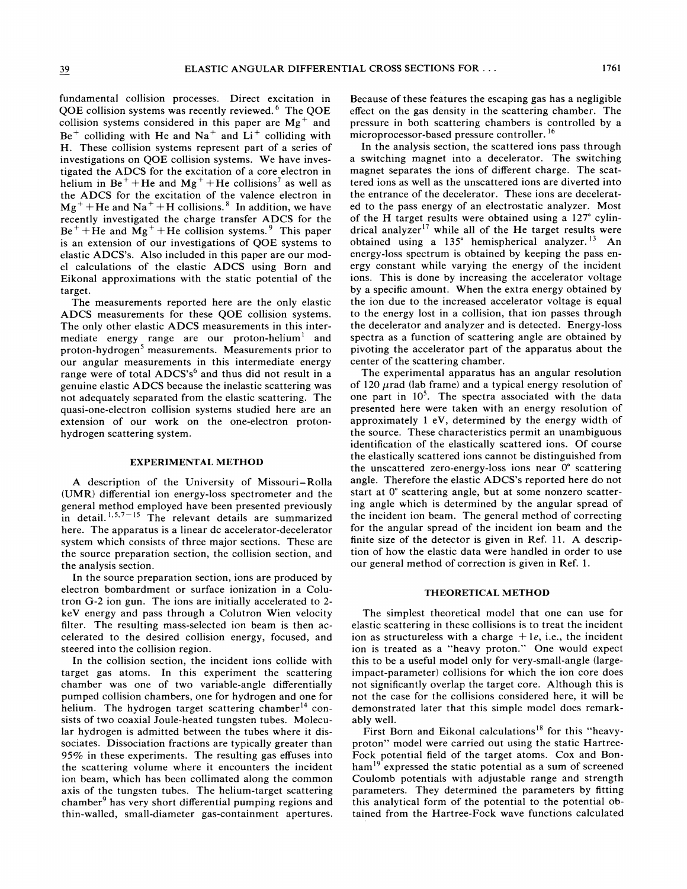fundamental collision processes. Direct excitation in QOE collision systems was recently reviewed.[6] The QOE collision systems considered in this paper are $Mg^+$ and $Be^+$ colliding with He and $Na^+$ and $Li^+$ colliding with H. These collision systems represent part of a series of investigations on QOE collision systems. We have investigated the ADCS for the excitation of a core electron in helium in $Be^+ + He$ and $Mg^+ + He$ collisions[7] as well as the ADCS for the excitation of the valence electron in $Mg^+ + He$ and $Na^+ + H$ collisions.[8] In addition, we have recently investigated the charge transfer ADCS for the $Be^+ + He$ and $Mg^+ + He$ collision systems.[9] This paper is an extension of our investigations of QOE systems to elastic ADCS's. Also included in this paper are our model calculations of the elastic ADCS using Born and Eikonal approximations with the static potential of the target.

The measurements reported here are the only elastic ADCS measurements for these QOE collision systems. The only other elastic ADCS measurements in this intermediate energy range are our proton-helium[1] and proton-hydrogen[5] measurements. Measurements prior to our angular measurements in this intermediate energy range were of total ADCS's[6] and thus did not result in a genuine elastic ADCS because the inelastic scattering was not adequately separated from the elastic scattering. The quasi-one-electron collision systems studied here are an extension of our work on the one-electron proton-hydrogen scattering system.

## EXPERIMENTAL METHOD

A description of the University of Missouri–Rolla (UMR) differential ion energy-loss spectrometer and the general method employed have been presented previously in detail.[1,5,7–15] The relevant details are summarized here. The apparatus is a linear dc accelerator-decelerator system which consists of three major sections. These are the source preparation section, the collision section, and the analysis section.

In the source preparation section, ions are produced by electron bombardment or surface ionization in a Colutron G-2 ion gun. The ions are initially accelerated to 2-keV energy and pass through a Colutron Wien velocity filter. The resulting mass-selected ion beam is then accelerated to the desired collision energy, focused, and steered into the collision region.

In the collision section, the incident ions collide with target gas atoms. In this experiment the scattering chamber was one of two variable-angle differentially pumped collision chambers, one for hydrogen and one for helium. The hydrogen target scattering chamber[14] consists of two coaxial Joule-heated tungsten tubes. Molecular hydrogen is admitted between the tubes where it dissociates. Dissociation fractions are typically greater than 95% in these experiments. The resulting gas effuses into the scattering volume where it encounters the incident ion beam, which has been collimated along the common axis of the tungsten tubes. The helium-target scattering chamber[9] has very short differential pumping regions and thin-walled, small-diameter gas-containment apertures. Because of these features the escaping gas has a negligible effect on the gas density in the scattering chamber. The pressure in both scattering chambers is controlled by a microprocessor-based pressure controller.[16]

In the analysis section, the scattered ions pass through a switching magnet into a decelerator. The switching magnet separates the ions of different charge. The scattered ions as well as the unscattered ions are diverted into the entrance of the decelerator. These ions are decelerated to the pass energy of an electrostatic analyzer. Most of the H target results were obtained using a 127° cylindrical analyzer[17] while all of the He target results were obtained using a 135° hemispherical analyzer.[13] An energy-loss spectrum is obtained by keeping the pass energy constant while varying the energy of the incident ions. This is done by increasing the accelerator voltage by a specific amount. When the extra energy obtained by the ion due to the increased accelerator voltage is equal to the energy lost in a collision, that ion passes through the decelerator and analyzer and is detected. Energy-loss spectra as a function of scattering angle are obtained by pivoting the accelerator part of the apparatus about the center of the scattering chamber.

The experimental apparatus has an angular resolution of 120 $\mu$rad (lab frame) and a typical energy resolution of one part in $10^5$. The spectra associated with the data presented here were taken with an energy resolution of approximately 1 eV, determined by the energy width of the source. These characteristics permit an unambiguous identification of the elastically scattered ions. Of course the elastically scattered ions cannot be distinguished from the unscattered zero-energy-loss ions near 0° scattering angle. Therefore the elastic ADCS's reported here do not start at 0° scattering angle, but at some nonzero scattering angle which is determined by the angular spread of the incident ion beam. The general method of correcting for the angular spread of the incident ion beam and the finite size of the detector is given in Ref. 11. A description of how the elastic data were handled in order to use our general method of correction is given in Ref. 1.

## THEORETICAL METHOD

The simplest theoretical model that one can use for elastic scattering in these collisions is to treat the incident ion as structureless with a charge $+1e$, i.e., the incident ion is treated as a "heavy proton." One would expect this to be a useful model only for very-small-angle (large-impact-parameter) collisions for which the ion core does not significantly overlap the target core. Although this is not the case for the collisions considered here, it will be demonstrated later that this simple model does remarkably well.

First Born and Eikonal calculations[18] for this "heavy-proton" model were carried out using the static Hartree-Fock potential field of the target atoms. Cox and Bonham[19] expressed the static potential as a sum of screened Coulomb potentials with adjustable range and strength parameters. They determined the parameters by fitting this analytical form of the potential to the potential obtained from the Hartree-Fock wave functions calculated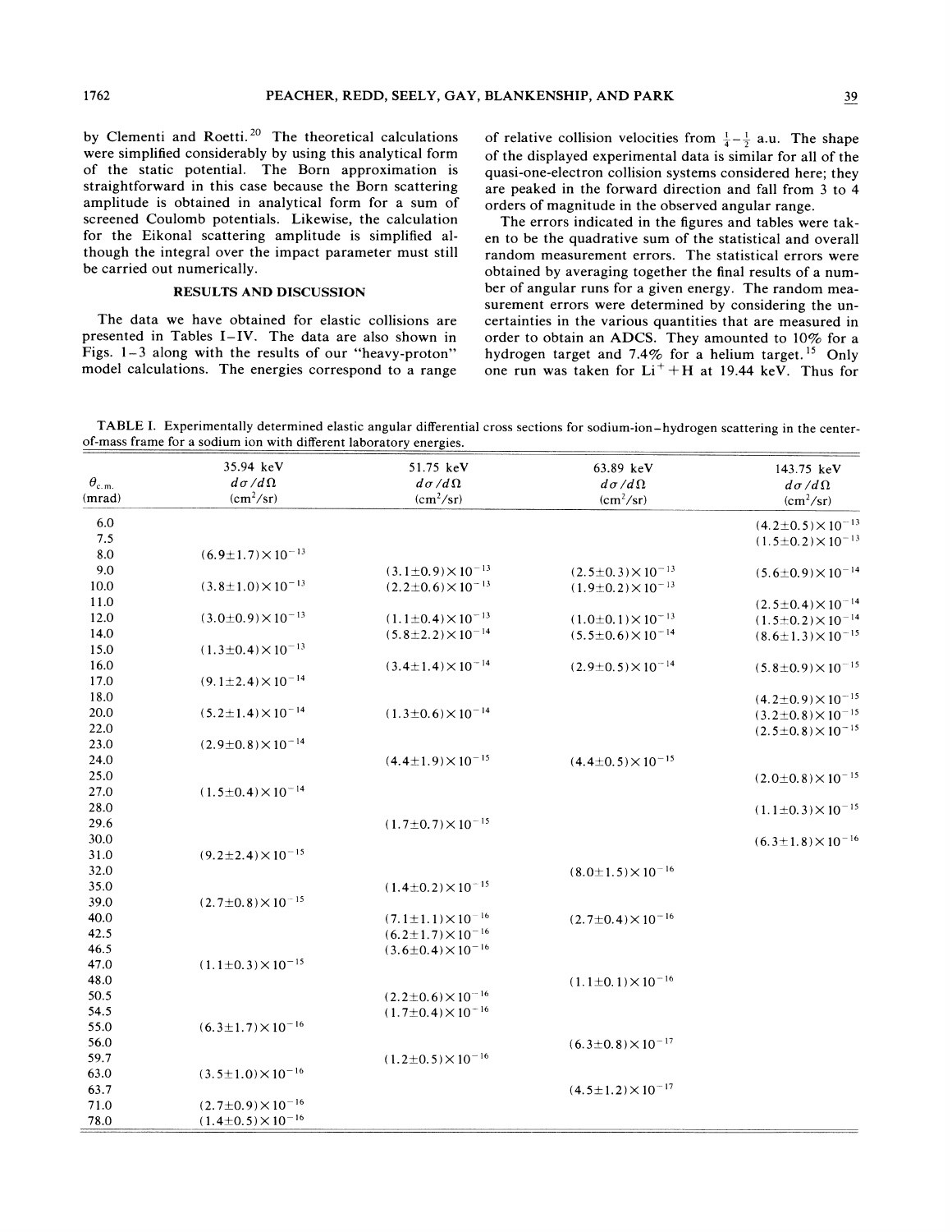by Clementi and Roetti.[20] The theoretical calculations were simplified considerably by using this analytical form of the static potential. The Born approximation is straightforward in this case because the Born scattering amplitude is obtained in analytical form for a sum of screened Coulomb potentials. Likewise, the calculation for the Eikonal scattering amplitude is simplified although the integral over the impact parameter must still be carried out numerically.

## RESULTS AND DISCUSSION

The data we have obtained for elastic collisions are presented in Tables I–IV. The data are also shown in Figs. 1–3 along with the results of our "heavy-proton" model calculations. The energies correspond to a range of relative collision velocities from $\frac{1}{4}$–$\frac{1}{2}$ a.u. The shape of the displayed experimental data is similar for all of the quasi-one-electron collision systems considered here; they are peaked in the forward direction and fall from 3 to 4 orders of magnitude in the observed angular range.

The errors indicated in the figures and tables were taken to be the quadrative sum of the statistical and overall random measurement errors. The statistical errors were obtained by averaging together the final results of a number of angular runs for a given energy. The random measurement errors were determined by considering the uncertainties in the various quantities that are measured in order to obtain an ADCS. They amounted to 10% for a hydrogen target and 7.4% for a helium target.[15] Only one run was taken for $Li^+ + H$ at 19.44 keV. Thus for

TABLE I. Experimentally determined elastic angular differential cross sections for sodium-ion–hydrogen scattering in the center-of-mass frame for a sodium ion with different laboratory energies.

| $\theta_{c.m.}$ (mrad) | 35.94 keV $d\sigma/d\Omega$ (cm$^2$/sr) | 51.75 keV $d\sigma/d\Omega$ (cm$^2$/sr) | 63.89 keV $d\sigma/d\Omega$ (cm$^2$/sr) | 143.75 keV $d\sigma/d\Omega$ (cm$^2$/sr) |
|---|---|---|---|---|
| 6.0 | | | | $(4.2\pm0.5)\times10^{-13}$ |
| 7.5 | | | | $(1.5\pm0.2)\times10^{-13}$ |
| 8.0 | $(6.9\pm1.7)\times10^{-13}$ | | | |
| 9.0 | | $(3.1\pm0.9)\times10^{-13}$ | $(2.5\pm0.3)\times10^{-13}$ | $(5.6\pm0.9)\times10^{-14}$ |
| 10.0 | $(3.8\pm1.0)\times10^{-13}$ | $(2.2\pm0.6)\times10^{-13}$ | $(1.9\pm0.2)\times10^{-13}$ | |
| 11.0 | | | | $(2.5\pm0.4)\times10^{-14}$ |
| 12.0 | $(3.0\pm0.9)\times10^{-13}$ | $(1.1\pm0.4)\times10^{-13}$ | $(1.0\pm0.1)\times10^{-13}$ | $(1.5\pm0.2)\times10^{-14}$ |
| 14.0 | | $(5.8\pm2.2)\times10^{-14}$ | $(5.5\pm0.6)\times10^{-14}$ | $(8.6\pm1.3)\times10^{-15}$ |
| 15.0 | $(1.3\pm0.4)\times10^{-13}$ | | | |
| 16.0 | | $(3.4\pm1.4)\times10^{-14}$ | $(2.9\pm0.5)\times10^{-14}$ | $(5.8\pm0.9)\times10^{-15}$ |
| 17.0 | $(9.1\pm2.4)\times10^{-14}$ | | | |
| 18.0 | | | | $(4.2\pm0.9)\times10^{-15}$ |
| 20.0 | $(5.2\pm1.4)\times10^{-14}$ | $(1.3\pm0.6)\times10^{-14}$ | | $(3.2\pm0.8)\times10^{-15}$ |
| 22.0 | | | | $(2.5\pm0.8)\times10^{-15}$ |
| 23.0 | $(2.9\pm0.8)\times10^{-14}$ | | | |
| 24.0 | | $(4.4\pm1.9)\times10^{-15}$ | $(4.4\pm0.5)\times10^{-15}$ | |
| 25.0 | | | | $(2.0\pm0.8)\times10^{-15}$ |
| 27.0 | $(1.5\pm0.4)\times10^{-14}$ | | | |
| 28.0 | | | | $(1.1\pm0.3)\times10^{-15}$ |
| 29.6 | | $(1.7\pm0.7)\times10^{-15}$ | | |
| 30.0 | | | | $(6.3\pm1.8)\times10^{-16}$ |
| 31.0 | $(9.2\pm2.4)\times10^{-15}$ | | | |
| 32.0 | | | $(8.0\pm1.5)\times10^{-16}$ | |
| 35.0 | | $(1.4\pm0.2)\times10^{-15}$ | | |
| 39.0 | $(2.7\pm0.8)\times10^{-15}$ | | | |
| 40.0 | | $(7.1\pm1.1)\times10^{-16}$ | $(2.7\pm0.4)\times10^{-16}$ | |
| 42.5 | | $(6.2\pm1.7)\times10^{-16}$ | | |
| 46.5 | | $(3.6\pm0.4)\times10^{-16}$ | | |
| 47.0 | $(1.1\pm0.3)\times10^{-15}$ | | | |
| 48.0 | | | $(1.1\pm0.1)\times10^{-16}$ | |
| 50.5 | | $(2.2\pm0.6)\times10^{-16}$ | | |
| 54.5 | | $(1.7\pm0.4)\times10^{-16}$ | | |
| 55.0 | $(6.3\pm1.7)\times10^{-16}$ | | | |
| 56.0 | | | $(6.3\pm0.8)\times10^{-17}$ | |
| 59.7 | | $(1.2\pm0.5)\times10^{-16}$ | | |
| 63.0 | $(3.5\pm1.0)\times10^{-16}$ | | | |
| 63.7 | | | $(4.5\pm1.2)\times10^{-17}$ | |
| 71.0 | $(2.7\pm0.9)\times10^{-16}$ | | | |
| 78.0 | $(1.4\pm0.5)\times10^{-16}$ | | | |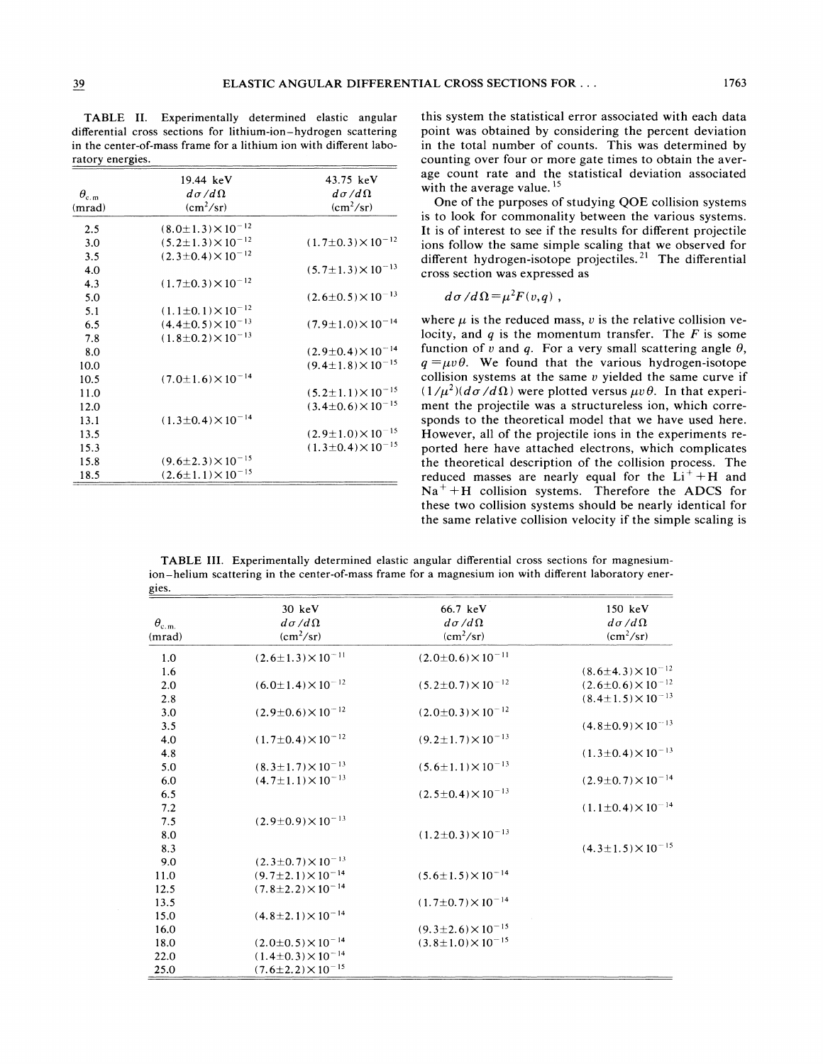TABLE II. Experimentally determined elastic angular differential cross sections for lithium-ion–hydrogen scattering in the center-of-mass frame for a lithium ion with different laboratory energies.

| $\theta_{c.m}$ (mrad) | 19.44 keV $d\sigma/d\Omega$ (cm²/sr) | 43.75 keV $d\sigma/d\Omega$ (cm²/sr) |
|---|---|---|
| 2.5 | $(8.0\pm1.3)\times10^{-12}$ | |
| 3.0 | $(5.2\pm1.3)\times10^{-12}$ | $(1.7\pm0.3)\times10^{-12}$ |
| 3.5 | $(2.3\pm0.4)\times10^{-12}$ | |
| 4.0 | | $(5.7\pm1.3)\times10^{-13}$ |
| 4.3 | $(1.7\pm0.3)\times10^{-12}$ | |
| 5.0 | | $(2.6\pm0.5)\times10^{-13}$ |
| 5.1 | $(1.1\pm0.1)\times10^{-12}$ | |
| 6.5 | $(4.4\pm0.5)\times10^{-13}$ | $(7.9\pm1.0)\times10^{-14}$ |
| 7.8 | $(1.8\pm0.2)\times10^{-13}$ | |
| 8.0 | | $(2.9\pm0.4)\times10^{-14}$ |
| 10.0 | | $(9.4\pm1.8)\times10^{-15}$ |
| 10.5 | $(7.0\pm1.6)\times10^{-14}$ | |
| 11.0 | | $(5.2\pm1.1)\times10^{-15}$ |
| 12.0 | | $(3.4\pm0.6)\times10^{-15}$ |
| 13.1 | $(1.3\pm0.4)\times10^{-14}$ | |
| 13.5 | | $(2.9\pm1.0)\times10^{-15}$ |
| 15.3 | | $(1.3\pm0.4)\times10^{-15}$ |
| 15.8 | $(9.6\pm2.3)\times10^{-15}$ | |
| 18.5 | $(2.6\pm1.1)\times10^{-15}$ | |

this system the statistical error associated with each data point was obtained by considering the percent deviation in the total number of counts. This was determined by counting over four or more gate times to obtain the average count rate and the statistical deviation associated with the average value.[15]

One of the purposes of studying QOE collision systems is to look for commonality between the various systems. It is of interest to see if the results for different projectile ions follow the same simple scaling that we observed for different hydrogen-isotope projectiles.[21] The differential cross section was expressed as

$$d\sigma/d\Omega=\mu^2F(v,q)\ ,$$

where $\mu$ is the reduced mass, $v$ is the relative collision velocity, and $q$ is the momentum transfer. The $F$ is some function of $v$ and $q$. For a very small scattering angle $\theta$, $q=\mu v\theta$. We found that the various hydrogen-isotope collision systems at the same $v$ yielded the same curve if $(1/\mu^2)(d\sigma/d\Omega)$ were plotted versus $\mu v\theta$. In that experiment the projectile was a structureless ion, which corresponds to the theoretical model that we have used here. However, all of the projectile ions in the experiments reported here have attached electrons, which complicates the theoretical description of the collision process. The reduced masses are nearly equal for the $Li^++H$ and $Na^++H$ collision systems. Therefore the ADCS for these two collision systems should be nearly identical for the same relative collision velocity if the simple scaling is

TABLE III. Experimentally determined elastic angular differential cross sections for magnesium-ion–helium scattering in the center-of-mass frame for a magnesium ion with different laboratory energies.

| $\theta_{c.m.}$ (mrad) | 30 keV $d\sigma/d\Omega$ (cm²/sr) | 66.7 keV $d\sigma/d\Omega$ (cm²/sr) | 150 keV $d\sigma/d\Omega$ (cm²/sr) |
|---|---|---|---|
| 1.0 | $(2.6\pm1.3)\times10^{-11}$ | $(2.0\pm0.6)\times10^{-11}$ | |
| 1.6 | | | $(8.6\pm4.3)\times10^{-12}$ |
| 2.0 | $(6.0\pm1.4)\times10^{-12}$ | $(5.2\pm0.7)\times10^{-12}$ | $(2.6\pm0.6)\times10^{-12}$ |
| 2.8 | | | $(8.4\pm1.5)\times10^{-13}$ |
| 3.0 | $(2.9\pm0.6)\times10^{-12}$ | $(2.0\pm0.3)\times10^{-12}$ | |
| 3.5 | | | $(4.8\pm0.9)\times10^{-13}$ |
| 4.0 | $(1.7\pm0.4)\times10^{-12}$ | $(9.2\pm1.7)\times10^{-13}$ | |
| 4.8 | | | $(1.3\pm0.4)\times10^{-13}$ |
| 5.0 | $(8.3\pm1.7)\times10^{-13}$ | $(5.6\pm1.1)\times10^{-13}$ | |
| 6.0 | $(4.7\pm1.1)\times10^{-13}$ | | $(2.9\pm0.7)\times10^{-14}$ |
| 6.5 | | $(2.5\pm0.4)\times10^{-13}$ | |
| 7.2 | | | $(1.1\pm0.4)\times10^{-14}$ |
| 7.5 | $(2.9\pm0.9)\times10^{-13}$ | | |
| 8.0 | | $(1.2\pm0.3)\times10^{-13}$ | |
| 8.3 | | | $(4.3\pm1.5)\times10^{-15}$ |
| 9.0 | $(2.3\pm0.7)\times10^{-13}$ | | |
| 11.0 | $(9.7\pm2.1)\times10^{-14}$ | $(5.6\pm1.5)\times10^{-14}$ | |
| 12.5 | $(7.8\pm2.2)\times10^{-14}$ | | |
| 13.5 | | $(1.7\pm0.7)\times10^{-14}$ | |
| 15.0 | $(4.8\pm2.1)\times10^{-14}$ | | |
| 16.0 | | $(9.3\pm2.6)\times10^{-15}$ | |
| 18.0 | $(2.0\pm0.5)\times10^{-14}$ | $(3.8\pm1.0)\times10^{-15}$ | |
| 22.0 | $(1.4\pm0.3)\times10^{-14}$ | | |
| 25.0 | $(7.6\pm2.2)\times10^{-15}$ | | |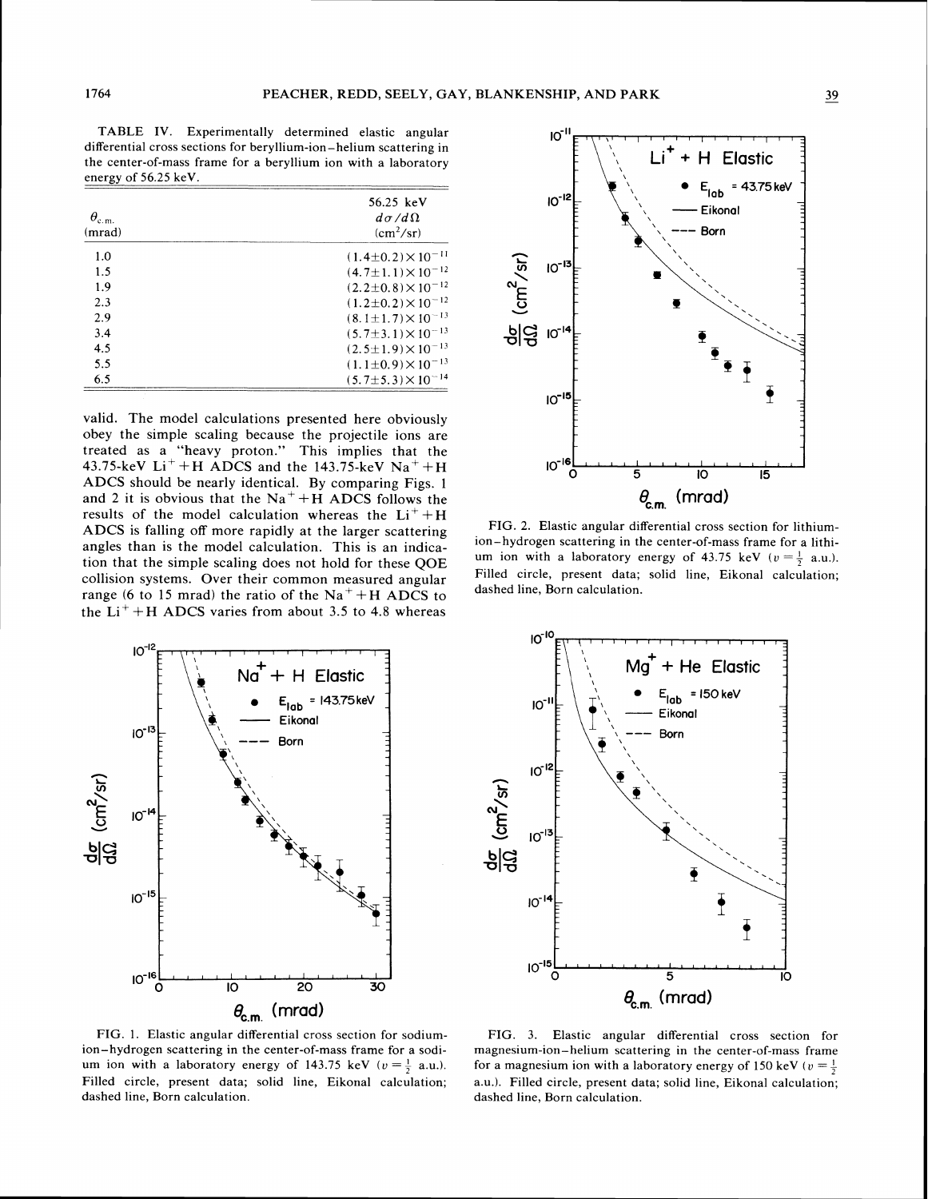TABLE IV. Experimentally determined elastic angular differential cross sections for beryllium-ion–helium scattering in the center-of-mass frame for a beryllium ion with a laboratory energy of 56.25 keV.

| $\theta_{c.m.}$ (mrad) | 56.25 keV $d\sigma/d\Omega$ ($cm^2/sr$) |
|---|---|
| 1.0 | $(1.4 \pm 0.2)\times 10^{-11}$ |
| 1.5 | $(4.7 \pm 1.1)\times 10^{-12}$ |
| 1.9 | $(2.2 \pm 0.8)\times 10^{-12}$ |
| 2.3 | $(1.2 \pm 0.2)\times 10^{-12}$ |
| 2.9 | $(8.1 \pm 1.7)\times 10^{-13}$ |
| 3.4 | $(5.7 \pm 3.1)\times 10^{-13}$ |
| 4.5 | $(2.5 \pm 1.9)\times 10^{-13}$ |
| 5.5 | $(1.1 \pm 0.9)\times 10^{-13}$ |
| 6.5 | $(5.7 \pm 5.3)\times 10^{-14}$ |

valid. The model calculations presented here obviously obey the simple scaling because the projectile ions are treated as a "heavy proton." This implies that the 43.75-keV $Li^+ + H$ ADCS and the 143.75-keV $Na^+ + H$ ADCS should be nearly identical. By comparing Figs. 1 and 2 it is obvious that the $Na^+ + H$ ADCS follows the results of the model calculation whereas the $Li^+ + H$ ADCS is falling off more rapidly at the larger scattering angles than is the model calculation. This is an indication that the simple scaling does not hold for these QOE collision systems. Over their common measured angular range (6 to 15 mrad) the ratio of the $Na^+ + H$ ADCS to the $Li^+ + H$ ADCS varies from about 3.5 to 4.8 whereas

FIG. 2. Elastic angular differential cross section for lithium-ion–hydrogen scattering in the center-of-mass frame for a lithium ion with a laboratory energy of 43.75 keV ($v = \frac{1}{2}$ a.u.). Filled circle, present data; solid line, Eikonal calculation; dashed line, Born calculation.

FIG. 1. Elastic angular differential cross section for sodium-ion–hydrogen scattering in the center-of-mass frame for a sodium ion with a laboratory energy of 143.75 keV ($v = \frac{1}{2}$ a.u.). Filled circle, present data; solid line, Eikonal calculation; dashed line, Born calculation.

FIG. 3. Elastic angular differential cross section for magnesium-ion–helium scattering in the center-of-mass frame for a magnesium ion with a laboratory energy of 150 keV ($v = \frac{1}{2}$ a.u.). Filled circle, present data; solid line, Eikonal calculation; dashed line, Born calculation.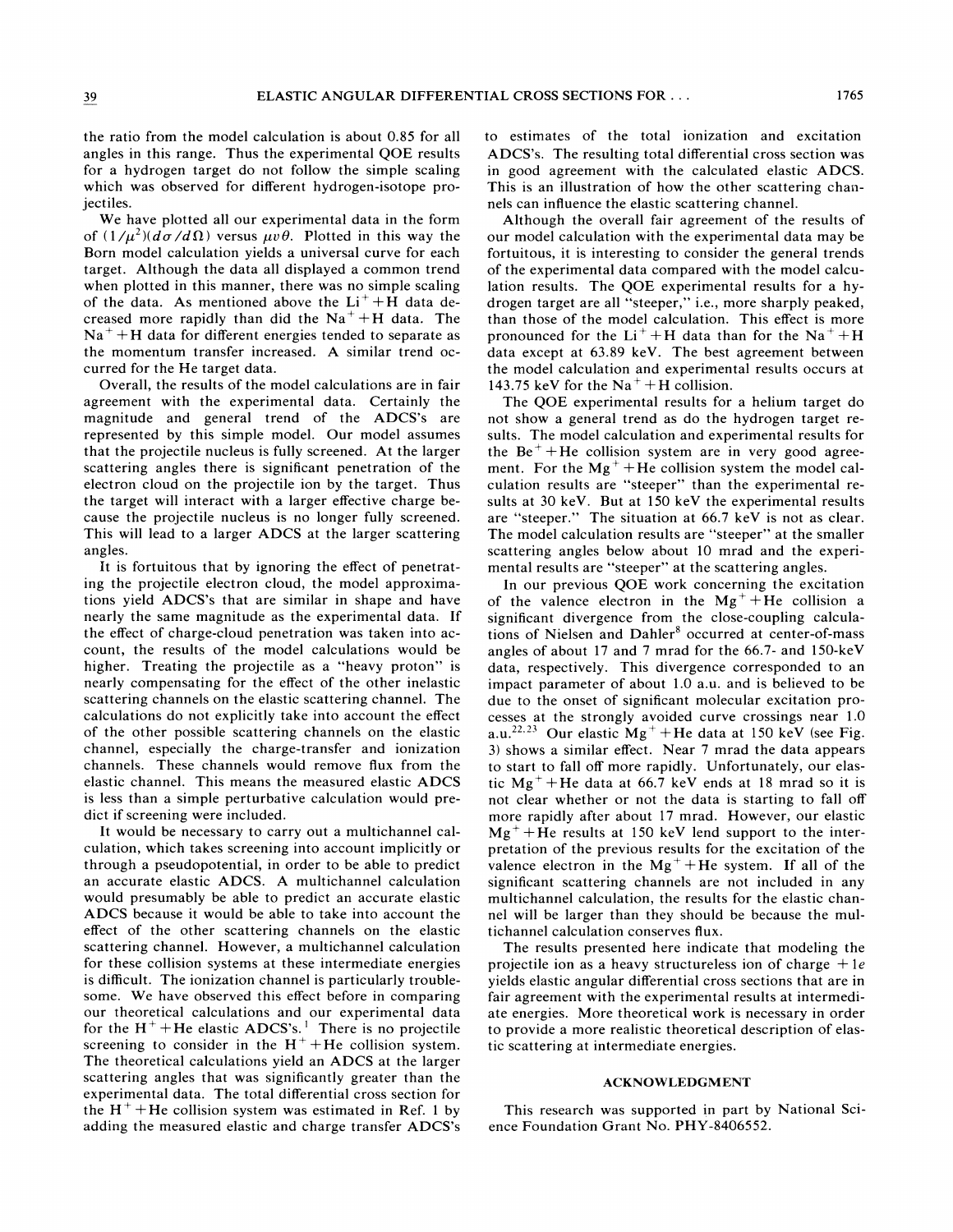the ratio from the model calculation is about 0.85 for all angles in this range. Thus the experimental QOE results for a hydrogen target do not follow the simple scaling which was observed for different hydrogen-isotope projectiles.

We have plotted all our experimental data in the form of $(1/\mu^2)(d\sigma/d\Omega)$ versus $\mu v\theta$. Plotted in this way the Born model calculation yields a universal curve for each target. Although the data all displayed a common trend when plotted in this manner, there was no simple scaling of the data. As mentioned above the $Li^+ + H$ data decreased more rapidly than did the $Na^+ + H$ data. The $Na^+ + H$ data for different energies tended to separate as the momentum transfer increased. A similar trend occurred for the He target data.

Overall, the results of the model calculations are in fair agreement with the experimental data. Certainly the magnitude and general trend of the ADCS's are represented by this simple model. Our model assumes that the projectile nucleus is fully screened. At the larger scattering angles there is significant penetration of the electron cloud on the projectile ion by the target. Thus the target will interact with a larger effective charge because the projectile nucleus is no longer fully screened. This will lead to a larger ADCS at the larger scattering angles.

It is fortuitous that by ignoring the effect of penetrating the projectile electron cloud, the model approximations yield ADCS's that are similar in shape and have nearly the same magnitude as the experimental data. If the effect of charge-cloud penetration was taken into account, the results of the model calculations would be higher. Treating the projectile as a "heavy proton" is nearly compensating for the effect of the other inelastic scattering channels on the elastic scattering channel. The calculations do not explicitly take into account the effect of the other possible scattering channels on the elastic channel, especially the charge-transfer and ionization channels. These channels would remove flux from the elastic channel. This means the measured elastic ADCS is less than a simple perturbative calculation would predict if screening were included.

It would be necessary to carry out a multichannel calculation, which takes screening into account implicitly or through a pseudopotential, in order to be able to predict an accurate elastic ADCS. A multichannel calculation would presumably be able to predict an accurate elastic ADCS because it would be able to take into account the effect of the other scattering channels on the elastic scattering channel. However, a multichannel calculation for these collision systems at these intermediate energies is difficult. The ionization channel is particularly troublesome. We have observed this effect before in comparing our theoretical calculations and our experimental data for the $H^+ + He$ elastic ADCS's.[1] There is no projectile screening to consider in the $H^+ + He$ collision system. The theoretical calculations yield an ADCS at the larger scattering angles that was significantly greater than the experimental data. The total differential cross section for the $H^+ + He$ collision system was estimated in Ref. 1 by adding the measured elastic and charge transfer ADCS's to estimates of the total ionization and excitation ADCS's. The resulting total differential cross section was in good agreement with the calculated elastic ADCS. This is an illustration of how the other scattering channels can influence the elastic scattering channel.

Although the overall fair agreement of the results of our model calculation with the experimental data may be fortuitous, it is interesting to consider the general trends of the experimental data compared with the model calculation results. The QOE experimental results for a hydrogen target are all "steeper," i.e., more sharply peaked, than those of the model calculation. This effect is more pronounced for the $Li^+ + H$ data than for the $Na^+ + H$ data except at 63.89 keV. The best agreement between the model calculation and experimental results occurs at 143.75 keV for the $Na^+ + H$ collision.

The QOE experimental results for a helium target do not show a general trend as do the hydrogen target results. The model calculation and experimental results for the $Be^+ + He$ collision system are in very good agreement. For the $Mg^+ + He$ collision system the model calculation results are "steeper" than the experimental results at 30 keV. But at 150 keV the experimental results are "steeper." The situation at 66.7 keV is not as clear. The model calculation results are "steeper" at the smaller scattering angles below about 10 mrad and the experimental results are "steeper" at the scattering angles.

In our previous QOE work concerning the excitation of the valence electron in the $Mg^+ + He$ collision a significant divergence from the close-coupling calculations of Nielsen and Dahler[8] occurred at center-of-mass angles of about 17 and 7 mrad for the 66.7- and 150-keV data, respectively. This divergence corresponded to an impact parameter of about 1.0 a.u. and is believed to be due to the onset of significant molecular excitation processes at the strongly avoided curve crossings near 1.0 a.u.[22,23] Our elastic $Mg^+ + He$ data at 150 keV (see Fig. 3) shows a similar effect. Near 7 mrad the data appears to start to fall off more rapidly. Unfortunately, our elastic $Mg^+ + He$ data at 66.7 keV ends at 18 mrad so it is not clear whether or not the data is starting to fall off more rapidly after about 17 mrad. However, our elastic $Mg^+ + He$ results at 150 keV lend support to the interpretation of the previous results for the excitation of the valence electron in the $Mg^+ + He$ system. If all of the significant scattering channels are not included in any multichannel calculation, the results for the elastic channel will be larger than they should be because the multichannel calculation conserves flux.

The results presented here indicate that modeling the projectile ion as a heavy structureless ion of charge $+1e$ yields elastic angular differential cross sections that are in fair agreement with the experimental results at intermediate energies. More theoretical work is necessary in order to provide a more realistic theoretical description of elastic scattering at intermediate energies.

## ACKNOWLEDGMENT

This research was supported in part by National Science Foundation Grant No. PHY-8406552.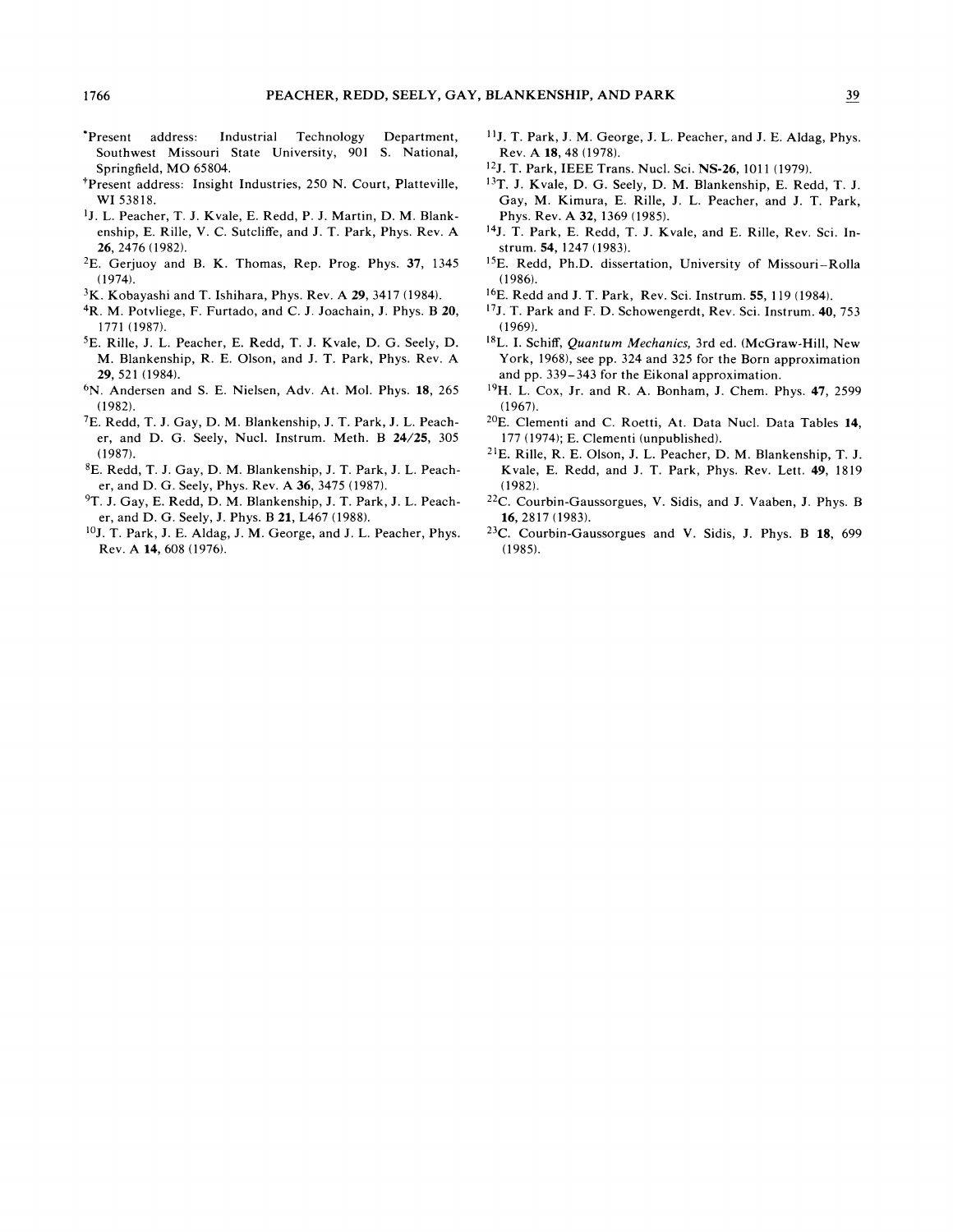*Present address: Industrial Technology Department, Southwest Missouri State University, 901 S. National, Springfield, MO 65804.

†Present address: Insight Industries, 250 N. Court, Platteville, WI 53818.

[1] J. L. Peacher, T. J. Kvale, E. Redd, P. J. Martin, D. M. Blankenship, E. Rille, V. C. Sutcliffe, and J. T. Park, Phys. Rev. A **26**, 2476 (1982).

[2] E. Gerjuoy and B. K. Thomas, Rep. Prog. Phys. **37**, 1345 (1974).

[3] K. Kobayashi and T. Ishihara, Phys. Rev. A **29**, 3417 (1984).

[4] R. M. Potvliege, F. Furtado, and C. J. Joachain, J. Phys. B **20**, 1771 (1987).

[5] E. Rille, J. L. Peacher, E. Redd, T. J. Kvale, D. G. Seely, D. M. Blankenship, R. E. Olson, and J. T. Park, Phys. Rev. A **29**, 521 (1984).

[6] N. Andersen and S. E. Nielsen, Adv. At. Mol. Phys. **18**, 265 (1982).

[7] E. Redd, T. J. Gay, D. M. Blankenship, J. T. Park, J. L. Peacher, and D. G. Seely, Nucl. Instrum. Meth. B **24/25**, 305 (1987).

[8] E. Redd, T. J. Gay, D. M. Blankenship, J. T. Park, J. L. Peacher, and D. G. Seely, Phys. Rev. A **36**, 3475 (1987).

[9] T. J. Gay, E. Redd, D. M. Blankenship, J. T. Park, J. L. Peacher, and D. G. Seely, J. Phys. B **21**, L467 (1988).

[10] J. T. Park, J. E. Aldag, J. M. George, and J. L. Peacher, Phys. Rev. A **14**, 608 (1976).

[11] J. T. Park, J. M. George, J. L. Peacher, and J. E. Aldag, Phys. Rev. A **18**, 48 (1978).

[12] J. T. Park, IEEE Trans. Nucl. Sci. **NS-26**, 1011 (1979).

[13] T. J. Kvale, D. G. Seely, D. M. Blankenship, E. Redd, T. J. Gay, M. Kimura, E. Rille, J. L. Peacher, and J. T. Park, Phys. Rev. A **32**, 1369 (1985).

[14] J. T. Park, E. Redd, T. J. Kvale, and E. Rille, Rev. Sci. Instrum. **54**, 1247 (1983).

[15] E. Redd, Ph.D. dissertation, University of Missouri–Rolla (1986).

[16] E. Redd and J. T. Park, Rev. Sci. Instrum. **55**, 119 (1984).

[17] J. T. Park and F. D. Schowengerdt, Rev. Sci. Instrum. **40**, 753 (1969).

[18] L. I. Schiff, *Quantum Mechanics*, 3rd ed. (McGraw-Hill, New York, 1968), see pp. 324 and 325 for the Born approximation and pp. 339–343 for the Eikonal approximation.

[19] H. L. Cox, Jr. and R. A. Bonham, J. Chem. Phys. **47**, 2599 (1967).

[20] E. Clementi and C. Roetti, At. Data Nucl. Data Tables **14**, 177 (1974); E. Clementi (unpublished).

[21] E. Rille, R. E. Olson, J. L. Peacher, D. M. Blankenship, T. J. Kvale, E. Redd, and J. T. Park, Phys. Rev. Lett. **49**, 1819 (1982).

[22] C. Courbin-Gaussorgues, V. Sidis, and J. Vaaben, J. Phys. B **16**, 2817 (1983).

[23] C. Courbin-Gaussorgues and V. Sidis, J. Phys. B **18**, 699 (1985).